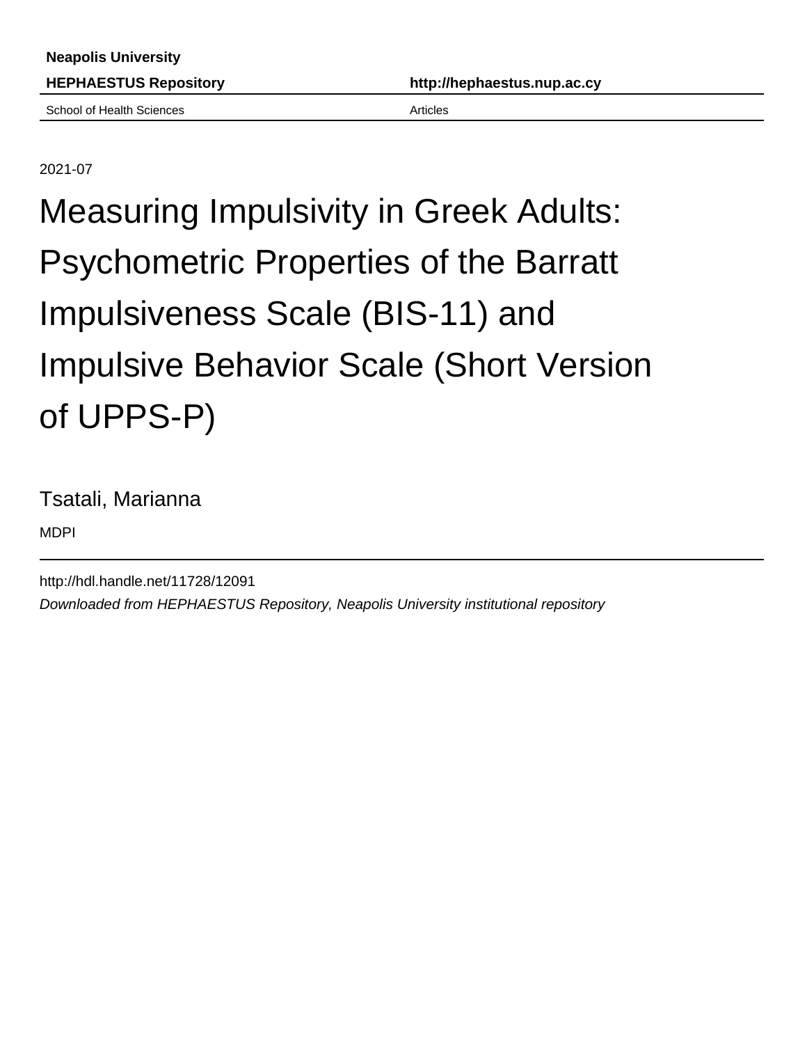Neapolis University

**HEPHAESTUS Repository** **http://hephaestus.nup.ac.cy**

School of Health Sciences Articles

2021-07

# Measuring Impulsivity in Greek Adults: Psychometric Properties of the Barratt Impulsiveness Scale (BIS-11) and Impulsive Behavior Scale (Short Version of UPPS-P)

Tsatali, Marianna

MDPI

http://hdl.handle.net/11728/12091

*Downloaded from HEPHAESTUS Repository, Neapolis University institutional repository*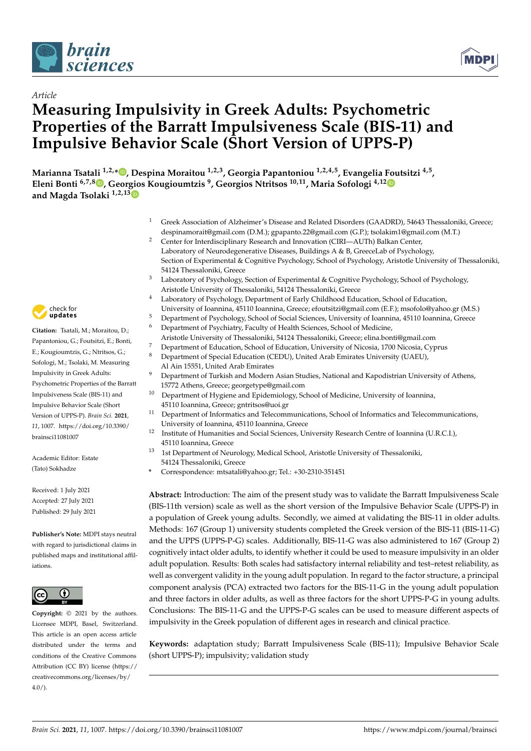Article

# Measuring Impulsivity in Greek Adults: Psychometric Properties of the Barratt Impulsiveness Scale (BIS-11) and Impulsive Behavior Scale (Short Version of UPPS-P)

**Marianna Tsatali [1,2,*], Despina Moraitou [1,2,3], Georgia Papantoniou [1,2,4,5], Evangelia Foutsitzi [4,5], Eleni Bonti [6,7,8], Georgios Kougioumtzis [9], Georgios Ntritsos [10,11], Maria Sofologi [4,12] and Magda Tsolaki [1,2,13]**

[1] Greek Association of Alzheimer's Disease and Related Disorders (GAADRD), 54643 Thessaloniki, Greece; despinamorait@gmail.com (D.M.); gpapanto.22@gmail.com (G.P.); tsolakim1@gmail.com (M.T.)

[2] Center for Interdisciplinary Research and Innovation (CIRI—AUTh) Balkan Center, Laboratory of Neurodegenerative Diseases, Buildings A & B, GreeceLab of Psychology, Section of Experimental & Cognitive Psychology, School of Psychology, Aristotle University of Thessaloniki, 54124 Thessaloniki, Greece

[3] Laboratory of Psychology, Section of Experimental & Cognitive Psychology, School of Psychology, Aristotle University of Thessaloniki, 54124 Thessaloniki, Greece

[4] Laboratory of Psychology, Department of Early Childhood Education, School of Education, University of Ioannina, 45110 Ioannina, Greece; efoutsitzi@gmail.com (E.F.); msofolo@yahoo.gr (M.S.)

[5] Department of Psychology, School of Social Sciences, University of Ioannina, 45110 Ioannina, Greece

[6] Department of Psychiatry, Faculty of Health Sciences, School of Medicine, Aristotle University of Thessaloniki, 54124 Thessaloniki, Greece; elina.bonti@gmail.com

[7] Department of Education, School of Education, University of Nicosia, 1700 Nicosia, Cyprus

[8] Department of Special Education (CEDU), United Arab Emirates University (UAEU), Al Ain 15551, United Arab Emirates

[9] Department of Turkish and Modern Asian Studies, National and Kapodistrian University of Athens, 15772 Athens, Greece; georgetype@gmail.com

[10] Department of Hygiene and Epidemiology, School of Medicine, University of Ioannina, 45110 Ioannina, Greece; gntritsos@uoi.gr

[11] Department of Informatics and Telecommunications, School of Informatics and Telecommunications, University of Ioannina, 45110 Ioannina, Greece

[12] Institute of Humanities and Social Sciences, University Research Centre of Ioannina (U.R.C.I.), 45110 Ioannina, Greece

[13] 1st Department of Neurology, Medical School, Aristotle University of Thessaloniki, 54124 Thessaloniki, Greece

\* Correspondence: mtsatali@yahoo.gr; Tel.: +30-2310-351451

**Citation:** Tsatali, M.; Moraitou, D.; Papantoniou, G.; Foutsitzi, E.; Bonti, E.; Kougioumtzis, G.; Ntritsos, G.; Sofologi, M.; Tsolaki, M. Measuring Impulsivity in Greek Adults: Psychometric Properties of the Barratt Impulsiveness Scale (BIS-11) and Impulsive Behavior Scale (Short Version of UPPS-P). *Brain Sci.* **2021**, *11*, 1007. https://doi.org/10.3390/brainsci11081007

Academic Editor: Estate (Tato) Sokhadze

Received: 1 July 2021
Accepted: 27 July 2021
Published: 29 July 2021

**Publisher's Note:** MDPI stays neutral with regard to jurisdictional claims in published maps and institutional affiliations.

**Copyright:** © 2021 by the authors. Licensee MDPI, Basel, Switzerland. This article is an open access article distributed under the terms and conditions of the Creative Commons Attribution (CC BY) license (https://creativecommons.org/licenses/by/4.0/).

**Abstract:** Introduction: The aim of the present study was to validate the Barratt Impulsiveness Scale (BIS-11th version) scale as well as the short version of the Impulsive Behavior Scale (UPPS-P) in a population of Greek young adults. Secondly, we aimed at validating the BIS-11 in older adults. Methods: 167 (Group 1) university students completed the Greek version of the BIS-11 (BIS-11-G) and the UPPS (UPPS-P-G) scales. Additionally, BIS-11-G was also administered to 167 (Group 2) cognitively intact older adults, to identify whether it could be used to measure impulsivity in an older adult population. Results: Both scales had satisfactory internal reliability and test–retest reliability, as well as convergent validity in the young adult population. In regard to the factor structure, a principal component analysis (PCA) extracted two factors for the BIS-11-G in the young adult population and three factors in older adults, as well as three factors for the short UPPS-P-G in young adults. Conclusions: The BIS-11-G and the UPPS-P-G scales can be used to measure different aspects of impulsivity in the Greek population of different ages in research and clinical practice.

**Keywords:** adaptation study; Barratt Impulsiveness Scale (BIS-11); Impulsive Behavior Scale (short UPPS-P); impulsivity; validation study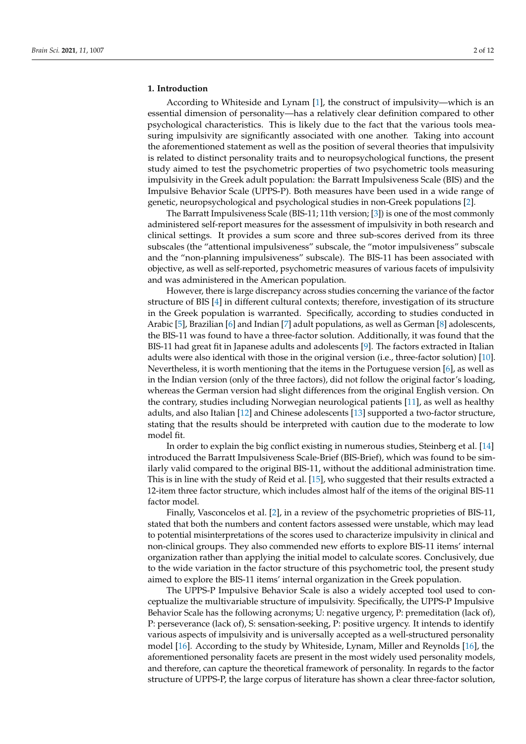## 1. Introduction

According to Whiteside and Lynam [1], the construct of impulsivity—which is an essential dimension of personality—has a relatively clear definition compared to other psychological characteristics. This is likely due to the fact that the various tools measuring impulsivity are significantly associated with one another. Taking into account the aforementioned statement as well as the position of several theories that impulsivity is related to distinct personality traits and to neuropsychological functions, the present study aimed to test the psychometric properties of two psychometric tools measuring impulsivity in the Greek adult population: the Barratt Impulsiveness Scale (BIS) and the Impulsive Behavior Scale (UPPS-P). Both measures have been used in a wide range of genetic, neuropsychological and psychological studies in non-Greek populations [2].

The Barratt Impulsiveness Scale (BIS-11; 11th version; [3]) is one of the most commonly administered self-report measures for the assessment of impulsivity in both research and clinical settings. It provides a sum score and three sub-scores derived from its three subscales (the "attentional impulsiveness" subscale, the "motor impulsiveness" subscale and the "non-planning impulsiveness" subscale). The BIS-11 has been associated with objective, as well as self-reported, psychometric measures of various facets of impulsivity and was administered in the American population.

However, there is large discrepancy across studies concerning the variance of the factor structure of BIS [4] in different cultural contexts; therefore, investigation of its structure in the Greek population is warranted. Specifically, according to studies conducted in Arabic [5], Brazilian [6] and Indian [7] adult populations, as well as German [8] adolescents, the BIS-11 was found to have a three-factor solution. Additionally, it was found that the BIS-11 had great fit in Japanese adults and adolescents [9]. The factors extracted in Italian adults were also identical with those in the original version (i.e., three-factor solution) [10]. Nevertheless, it is worth mentioning that the items in the Portuguese version [6], as well as in the Indian version (only of the three factors), did not follow the original factor's loading, whereas the German version had slight differences from the original English version. On the contrary, studies including Norwegian neurological patients [11], as well as healthy adults, and also Italian [12] and Chinese adolescents [13] supported a two-factor structure, stating that the results should be interpreted with caution due to the moderate to low model fit.

In order to explain the big conflict existing in numerous studies, Steinberg et al. [14] introduced the Barratt Impulsiveness Scale-Brief (BIS-Brief), which was found to be similarly valid compared to the original BIS-11, without the additional administration time. This is in line with the study of Reid et al. [15], who suggested that their results extracted a 12-item three factor structure, which includes almost half of the items of the original BIS-11 factor model.

Finally, Vasconcelos et al. [2], in a review of the psychometric proprieties of BIS-11, stated that both the numbers and content factors assessed were unstable, which may lead to potential misinterpretations of the scores used to characterize impulsivity in clinical and non-clinical groups. They also commended new efforts to explore BIS-11 items' internal organization rather than applying the initial model to calculate scores. Conclusively, due to the wide variation in the factor structure of this psychometric tool, the present study aimed to explore the BIS-11 items' internal organization in the Greek population.

The UPPS-P Impulsive Behavior Scale is also a widely accepted tool used to conceptualize the multivariable structure of impulsivity. Specifically, the UPPS-P Impulsive Behavior Scale has the following acronyms; U: negative urgency, P: premeditation (lack of), P: perseverance (lack of), S: sensation-seeking, P: positive urgency. It intends to identify various aspects of impulsivity and is universally accepted as a well-structured personality model [16]. According to the study by Whiteside, Lynam, Miller and Reynolds [16], the aforementioned personality facets are present in the most widely used personality models, and therefore, can capture the theoretical framework of personality. In regards to the factor structure of UPPS-P, the large corpus of literature has shown a clear three-factor solution,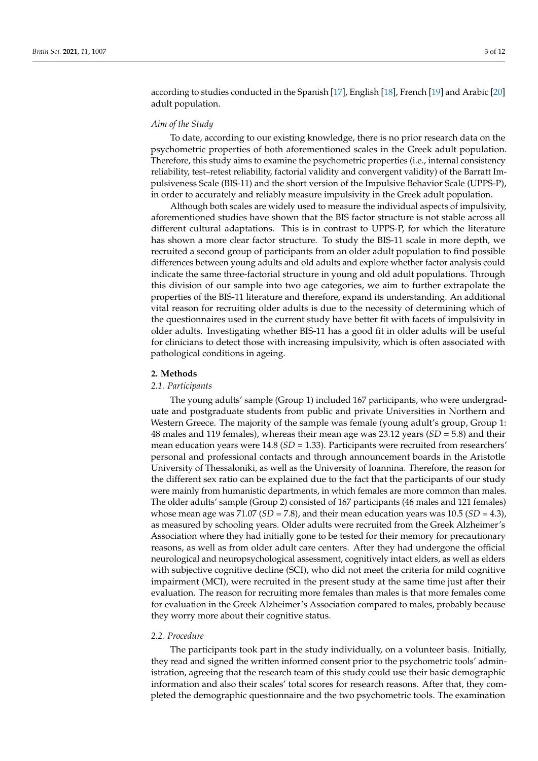according to studies conducted in the Spanish [17], English [18], French [19] and Arabic [20] adult population.

*Aim of the Study*

To date, according to our existing knowledge, there is no prior research data on the psychometric properties of both aforementioned scales in the Greek adult population. Therefore, this study aims to examine the psychometric properties (i.e., internal consistency reliability, test–retest reliability, factorial validity and convergent validity) of the Barratt Impulsiveness Scale (BIS-11) and the short version of the Impulsive Behavior Scale (UPPS-P), in order to accurately and reliably measure impulsivity in the Greek adult population.

Although both scales are widely used to measure the individual aspects of impulsivity, aforementioned studies have shown that the BIS factor structure is not stable across all different cultural adaptations. This is in contrast to UPPS-P, for which the literature has shown a more clear factor structure. To study the BIS-11 scale in more depth, we recruited a second group of participants from an older adult population to find possible differences between young adults and old adults and explore whether factor analysis could indicate the same three-factorial structure in young and old adult populations. Through this division of our sample into two age categories, we aim to further extrapolate the properties of the BIS-11 literature and therefore, expand its understanding. An additional vital reason for recruiting older adults is due to the necessity of determining which of the questionnaires used in the current study have better fit with facets of impulsivity in older adults. Investigating whether BIS-11 has a good fit in older adults will be useful for clinicians to detect those with increasing impulsivity, which is often associated with pathological conditions in ageing.

## 2. Methods

### *2.1. Participants*

The young adults' sample (Group 1) included 167 participants, who were undergraduate and postgraduate students from public and private Universities in Northern and Western Greece. The majority of the sample was female (young adult's group, Group 1: 48 males and 119 females), whereas their mean age was 23.12 years (*SD* = 5.8) and their mean education years were 14.8 (*SD* = 1.33). Participants were recruited from researchers' personal and professional contacts and through announcement boards in the Aristotle University of Thessaloniki, as well as the University of Ioannina. Therefore, the reason for the different sex ratio can be explained due to the fact that the participants of our study were mainly from humanistic departments, in which females are more common than males. The older adults' sample (Group 2) consisted of 167 participants (46 males and 121 females) whose mean age was 71.07 (*SD* = 7.8), and their mean education years was 10.5 (*SD* = 4.3), as measured by schooling years. Older adults were recruited from the Greek Alzheimer's Association where they had initially gone to be tested for their memory for precautionary reasons, as well as from older adult care centers. After they had undergone the official neurological and neuropsychological assessment, cognitively intact elders, as well as elders with subjective cognitive decline (SCI), who did not meet the criteria for mild cognitive impairment (MCI), were recruited in the present study at the same time just after their evaluation. The reason for recruiting more females than males is that more females come for evaluation in the Greek Alzheimer's Association compared to males, probably because they worry more about their cognitive status.

### *2.2. Procedure*

The participants took part in the study individually, on a volunteer basis. Initially, they read and signed the written informed consent prior to the psychometric tools' administration, agreeing that the research team of this study could use their basic demographic information and also their scales' total scores for research reasons. After that, they completed the demographic questionnaire and the two psychometric tools. The examination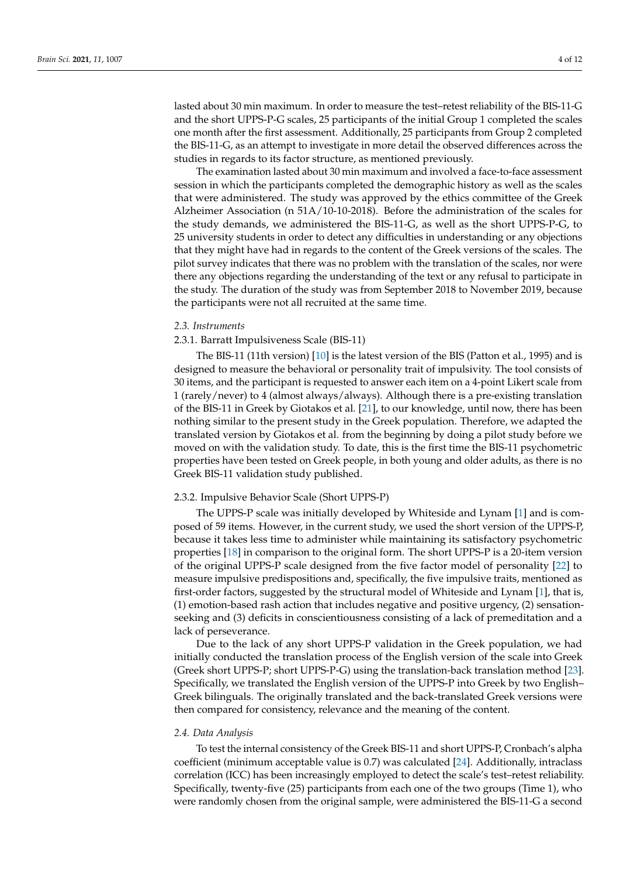lasted about 30 min maximum. In order to measure the test–retest reliability of the BIS-11-G and the short UPPS-P-G scales, 25 participants of the initial Group 1 completed the scales one month after the first assessment. Additionally, 25 participants from Group 2 completed the BIS-11-G, as an attempt to investigate in more detail the observed differences across the studies in regards to its factor structure, as mentioned previously.

The examination lasted about 30 min maximum and involved a face-to-face assessment session in which the participants completed the demographic history as well as the scales that were administered. The study was approved by the ethics committee of the Greek Alzheimer Association (n 51A/10-10-2018). Before the administration of the scales for the study demands, we administered the BIS-11-G, as well as the short UPPS-P-G, to 25 university students in order to detect any difficulties in understanding or any objections that they might have had in regards to the content of the Greek versions of the scales. The pilot survey indicates that there was no problem with the translation of the scales, nor were there any objections regarding the understanding of the text or any refusal to participate in the study. The duration of the study was from September 2018 to November 2019, because the participants were not all recruited at the same time.

### *2.3. Instruments*

#### 2.3.1. Barratt Impulsiveness Scale (BIS-11)

The BIS-11 (11th version) [10] is the latest version of the BIS (Patton et al., 1995) and is designed to measure the behavioral or personality trait of impulsivity. The tool consists of 30 items, and the participant is requested to answer each item on a 4-point Likert scale from 1 (rarely/never) to 4 (almost always/always). Although there is a pre-existing translation of the BIS-11 in Greek by Giotakos et al. [21], to our knowledge, until now, there has been nothing similar to the present study in the Greek population. Therefore, we adapted the translated version by Giotakos et al. from the beginning by doing a pilot study before we moved on with the validation study. To date, this is the first time the BIS-11 psychometric properties have been tested on Greek people, in both young and older adults, as there is no Greek BIS-11 validation study published.

#### 2.3.2. Impulsive Behavior Scale (Short UPPS-P)

The UPPS-P scale was initially developed by Whiteside and Lynam [1] and is composed of 59 items. However, in the current study, we used the short version of the UPPS-P, because it takes less time to administer while maintaining its satisfactory psychometric properties [18] in comparison to the original form. The short UPPS-P is a 20-item version of the original UPPS-P scale designed from the five factor model of personality [22] to measure impulsive predispositions and, specifically, the five impulsive traits, mentioned as first-order factors, suggested by the structural model of Whiteside and Lynam [1], that is, (1) emotion-based rash action that includes negative and positive urgency, (2) sensation-seeking and (3) deficits in conscientiousness consisting of a lack of premeditation and a lack of perseverance.

Due to the lack of any short UPPS-P validation in the Greek population, we had initially conducted the translation process of the English version of the scale into Greek (Greek short UPPS-P; short UPPS-P-G) using the translation-back translation method [23]. Specifically, we translated the English version of the UPPS-P into Greek by two English–Greek bilinguals. The originally translated and the back-translated Greek versions were then compared for consistency, relevance and the meaning of the content.

### *2.4. Data Analysis*

To test the internal consistency of the Greek BIS-11 and short UPPS-P, Cronbach's alpha coefficient (minimum acceptable value is 0.7) was calculated [24]. Additionally, intraclass correlation (ICC) has been increasingly employed to detect the scale's test–retest reliability. Specifically, twenty-five (25) participants from each one of the two groups (Time 1), who were randomly chosen from the original sample, were administered the BIS-11-G a second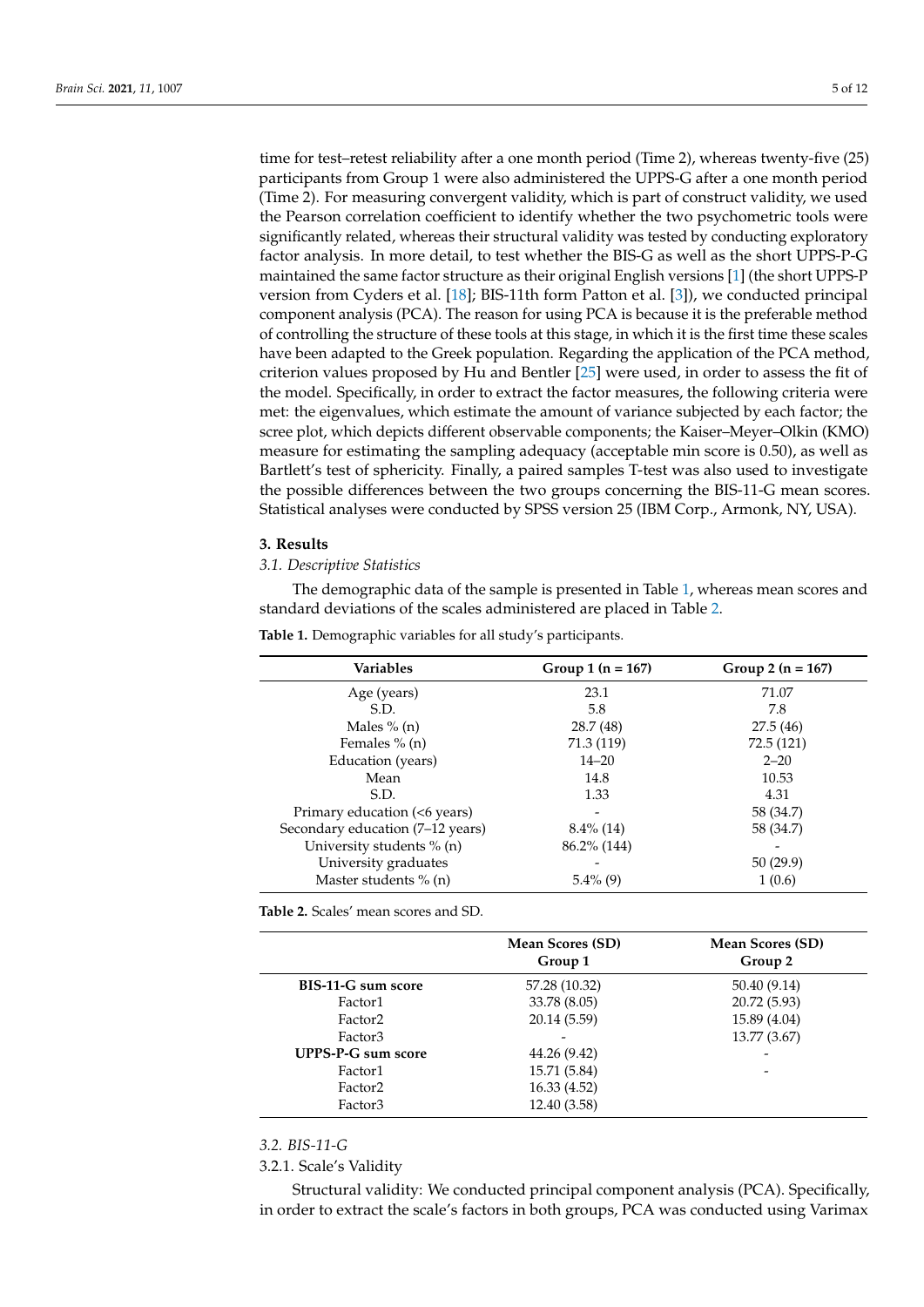time for test–retest reliability after a one month period (Time 2), whereas twenty-five (25) participants from Group 1 were also administered the UPPS-G after a one month period (Time 2). For measuring convergent validity, which is part of construct validity, we used the Pearson correlation coefficient to identify whether the two psychometric tools were significantly related, whereas their structural validity was tested by conducting exploratory factor analysis. In more detail, to test whether the BIS-G as well as the short UPPS-P-G maintained the same factor structure as their original English versions [1] (the short UPPS-P version from Cyders et al. [18]; BIS-11th form Patton et al. [3]), we conducted principal component analysis (PCA). The reason for using PCA is because it is the preferable method of controlling the structure of these tools at this stage, in which it is the first time these scales have been adapted to the Greek population. Regarding the application of the PCA method, criterion values proposed by Hu and Bentler [25] were used, in order to assess the fit of the model. Specifically, in order to extract the factor measures, the following criteria were met: the eigenvalues, which estimate the amount of variance subjected by each factor; the scree plot, which depicts different observable components; the Kaiser–Meyer–Olkin (KMO) measure for estimating the sampling adequacy (acceptable min score is 0.50), as well as Bartlett's test of sphericity. Finally, a paired samples T-test was also used to investigate the possible differences between the two groups concerning the BIS-11-G mean scores. Statistical analyses were conducted by SPSS version 25 (IBM Corp., Armonk, NY, USA).

## 3. Results

### *3.1. Descriptive Statistics*

The demographic data of the sample is presented in Table 1, whereas mean scores and standard deviations of the scales administered are placed in Table 2.

**Table 1.** Demographic variables for all study's participants.

| Variables | Group 1 (n = 167) | Group 2 (n = 167) |
|---|---|---|
| Age (years) | 23.1 | 71.07 |
| S.D. | 5.8 | 7.8 |
| Males % (n) | 28.7 (48) | 27.5 (46) |
| Females % (n) | 71.3 (119) | 72.5 (121) |
| Education (years) | 14–20 | 2–20 |
| Mean | 14.8 | 10.53 |
| S.D. | 1.33 | 4.31 |
| Primary education (<6 years) | - | 58 (34.7) |
| Secondary education (7–12 years) | 8.4% (14) | 58 (34.7) |
| University students % (n) | 86.2% (144) | - |
| University graduates | - | 50 (29.9) |
| Master students % (n) | 5.4% (9) | 1 (0.6) |

**Table 2.** Scales' mean scores and SD.

| | Mean Scores (SD) Group 1 | Mean Scores (SD) Group 2 |
|---|---|---|
| **BIS-11-G sum score** | 57.28 (10.32) | 50.40 (9.14) |
| Factor1 | 33.78 (8.05) | 20.72 (5.93) |
| Factor2 | 20.14 (5.59) | 15.89 (4.04) |
| Factor3 | - | 13.77 (3.67) |
| **UPPS-P-G sum score** | 44.26 (9.42) | - |
| Factor1 | 15.71 (5.84) | - |
| Factor2 | 16.33 (4.52) | |
| Factor3 | 12.40 (3.58) | |

### *3.2. BIS-11-G*

#### 3.2.1. Scale's Validity

Structural validity: We conducted principal component analysis (PCA). Specifically, in order to extract the scale's factors in both groups, PCA was conducted using Varimax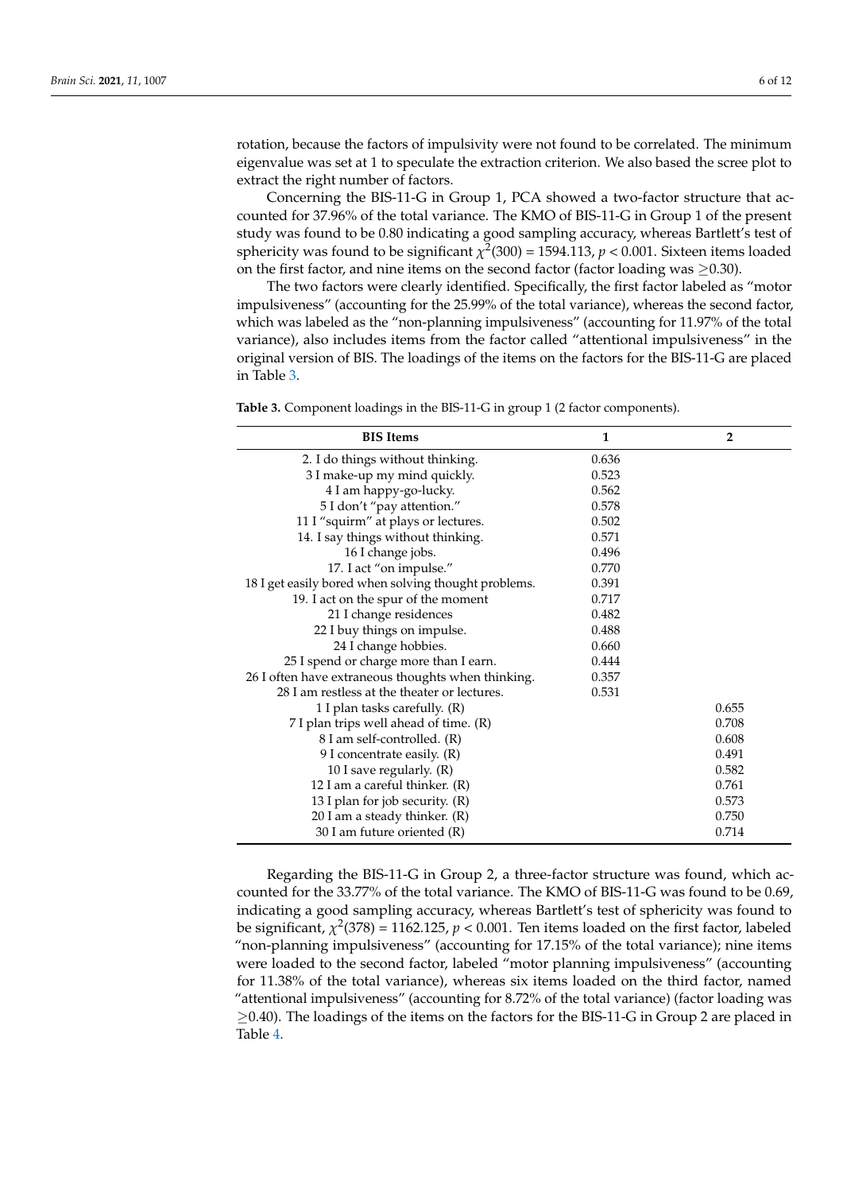rotation, because the factors of impulsivity were not found to be correlated. The minimum eigenvalue was set at 1 to speculate the extraction criterion. We also based the scree plot to extract the right number of factors.

Concerning the BIS-11-G in Group 1, PCA showed a two-factor structure that accounted for 37.96% of the total variance. The KMO of BIS-11-G in Group 1 of the present study was found to be 0.80 indicating a good sampling accuracy, whereas Bartlett's test of sphericity was found to be significant $\chi^2(300) = 1594.113$, $p < 0.001$. Sixteen items loaded on the first factor, and nine items on the second factor (factor loading was $\geq$0.30).

The two factors were clearly identified. Specifically, the first factor labeled as "motor impulsiveness" (accounting for the 25.99% of the total variance), whereas the second factor, which was labeled as the "non-planning impulsiveness" (accounting for 11.97% of the total variance), also includes items from the factor called "attentional impulsiveness" in the original version of BIS. The loadings of the items on the factors for the BIS-11-G are placed in Table 3.

**Table 3.** Component loadings in the BIS-11-G in group 1 (2 factor components).

| BIS Items | 1 | 2 |
|---|---|---|
| 2. I do things without thinking. | 0.636 | |
| 3 I make-up my mind quickly. | 0.523 | |
| 4 I am happy-go-lucky. | 0.562 | |
| 5 I don't "pay attention." | 0.578 | |
| 11 I "squirm" at plays or lectures. | 0.502 | |
| 14. I say things without thinking. | 0.571 | |
| 16 I change jobs. | 0.496 | |
| 17. I act "on impulse." | 0.770 | |
| 18 I get easily bored when solving thought problems. | 0.391 | |
| 19. I act on the spur of the moment | 0.717 | |
| 21 I change residences | 0.482 | |
| 22 I buy things on impulse. | 0.488 | |
| 24 I change hobbies. | 0.660 | |
| 25 I spend or charge more than I earn. | 0.444 | |
| 26 I often have extraneous thoughts when thinking. | 0.357 | |
| 28 I am restless at the theater or lectures. | 0.531 | |
| 1 I plan tasks carefully. (R) | | 0.655 |
| 7 I plan trips well ahead of time. (R) | | 0.708 |
| 8 I am self-controlled. (R) | | 0.608 |
| 9 I concentrate easily. (R) | | 0.491 |
| 10 I save regularly. (R) | | 0.582 |
| 12 I am a careful thinker. (R) | | 0.761 |
| 13 I plan for job security. (R) | | 0.573 |
| 20 I am a steady thinker. (R) | | 0.750 |
| 30 I am future oriented (R) | | 0.714 |

Regarding the BIS-11-G in Group 2, a three-factor structure was found, which accounted for the 33.77% of the total variance. The KMO of BIS-11-G was found to be 0.69, indicating a good sampling accuracy, whereas Bartlett's test of sphericity was found to be significant, $\chi^2(378) = 1162.125$, $p < 0.001$. Ten items loaded on the first factor, labeled "non-planning impulsiveness" (accounting for 17.15% of the total variance); nine items were loaded to the second factor, labeled "motor planning impulsiveness" (accounting for 11.38% of the total variance), whereas six items loaded on the third factor, named "attentional impulsiveness" (accounting for 8.72% of the total variance) (factor loading was $\geq$0.40). The loadings of the items on the factors for the BIS-11-G in Group 2 are placed in Table 4.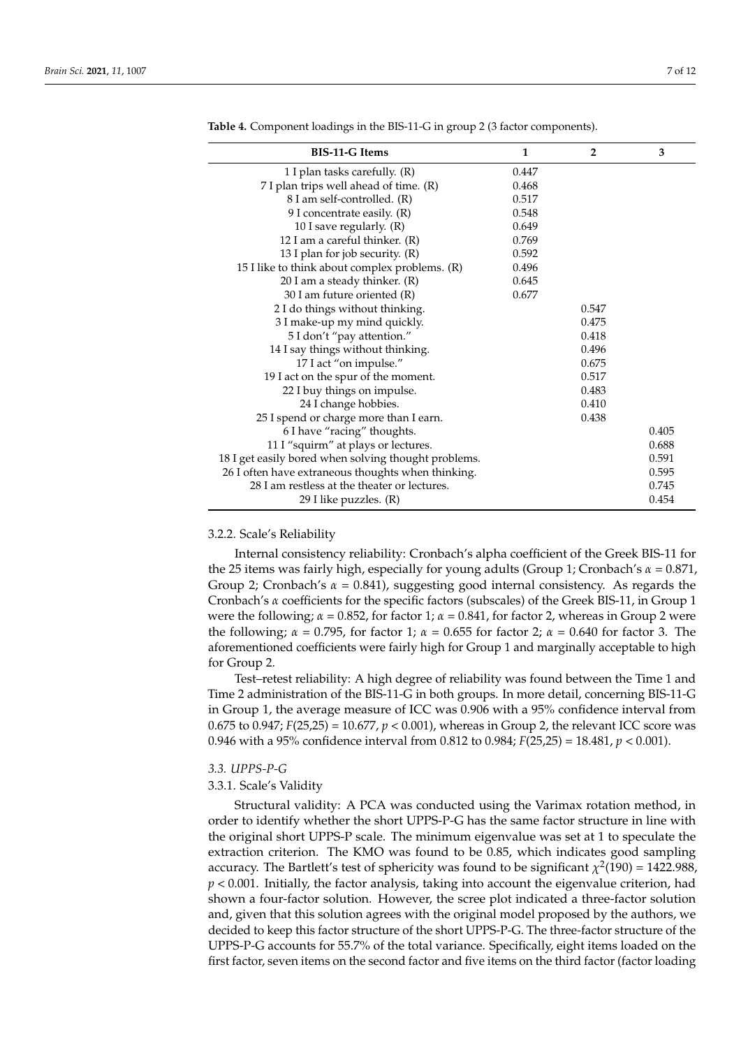**Table 4.** Component loadings in the BIS-11-G in group 2 (3 factor components).

| BIS-11-G Items | 1 | 2 | 3 |
|---|---|---|---|
| 1 I plan tasks carefully. (R) | 0.447 | | |
| 7 I plan trips well ahead of time. (R) | 0.468 | | |
| 8 I am self-controlled. (R) | 0.517 | | |
| 9 I concentrate easily. (R) | 0.548 | | |
| 10 I save regularly. (R) | 0.649 | | |
| 12 I am a careful thinker. (R) | 0.769 | | |
| 13 I plan for job security. (R) | 0.592 | | |
| 15 I like to think about complex problems. (R) | 0.496 | | |
| 20 I am a steady thinker. (R) | 0.645 | | |
| 30 I am future oriented (R) | 0.677 | | |
| 2 I do things without thinking. | | 0.547 | |
| 3 I make-up my mind quickly. | | 0.475 | |
| 5 I don't "pay attention." | | 0.418 | |
| 14 I say things without thinking. | | 0.496 | |
| 17 I act "on impulse." | | 0.675 | |
| 19 I act on the spur of the moment. | | 0.517 | |
| 22 I buy things on impulse. | | 0.483 | |
| 24 I change hobbies. | | 0.410 | |
| 25 I spend or charge more than I earn. | | 0.438 | |
| 6 I have "racing" thoughts. | | | 0.405 |
| 11 I "squirm" at plays or lectures. | | | 0.688 |
| 18 I get easily bored when solving thought problems. | | | 0.591 |
| 26 I often have extraneous thoughts when thinking. | | | 0.595 |
| 28 I am restless at the theater or lectures. | | | 0.745 |
| 29 I like puzzles. (R) | | | 0.454 |

#### 3.2.2. Scale's Reliability

Internal consistency reliability: Cronbach's alpha coefficient of the Greek BIS-11 for the 25 items was fairly high, especially for young adults (Group 1; Cronbach's $\alpha = 0.871$, Group 2; Cronbach's $\alpha = 0.841$), suggesting good internal consistency. As regards the Cronbach's $\alpha$ coefficients for the specific factors (subscales) of the Greek BIS-11, in Group 1 were the following; $\alpha = 0.852$, for factor 1; $\alpha = 0.841$, for factor 2, whereas in Group 2 were the following; $\alpha = 0.795$, for factor 1; $\alpha = 0.655$ for factor 2; $\alpha = 0.640$ for factor 3. The aforementioned coefficients were fairly high for Group 1 and marginally acceptable to high for Group 2.

Test–retest reliability: A high degree of reliability was found between the Time 1 and Time 2 administration of the BIS-11-G in both groups. In more detail, concerning BIS-11-G in Group 1, the average measure of ICC was 0.906 with a 95% confidence interval from 0.675 to 0.947; $F(25,25) = 10.677$, $p < 0.001$), whereas in Group 2, the relevant ICC score was 0.946 with a 95% confidence interval from 0.812 to 0.984; $F(25,25) = 18.481$, $p < 0.001$).

### 3.3. UPPS-P-G

#### 3.3.1. Scale's Validity

Structural validity: A PCA was conducted using the Varimax rotation method, in order to identify whether the short UPPS-P-G has the same factor structure in line with the original short UPPS-P scale. The minimum eigenvalue was set at 1 to speculate the extraction criterion. The KMO was found to be 0.85, which indicates good sampling accuracy. The Bartlett's test of sphericity was found to be significant $\chi^2(190) = 1422.988$, $p < 0.001$. Initially, the factor analysis, taking into account the eigenvalue criterion, had shown a four-factor solution. However, the scree plot indicated a three-factor solution and, given that this solution agrees with the original model proposed by the authors, we decided to keep this factor structure of the short UPPS-P-G. The three-factor structure of the UPPS-P-G accounts for 55.7% of the total variance. Specifically, eight items loaded on the first factor, seven items on the second factor and five items on the third factor (factor loading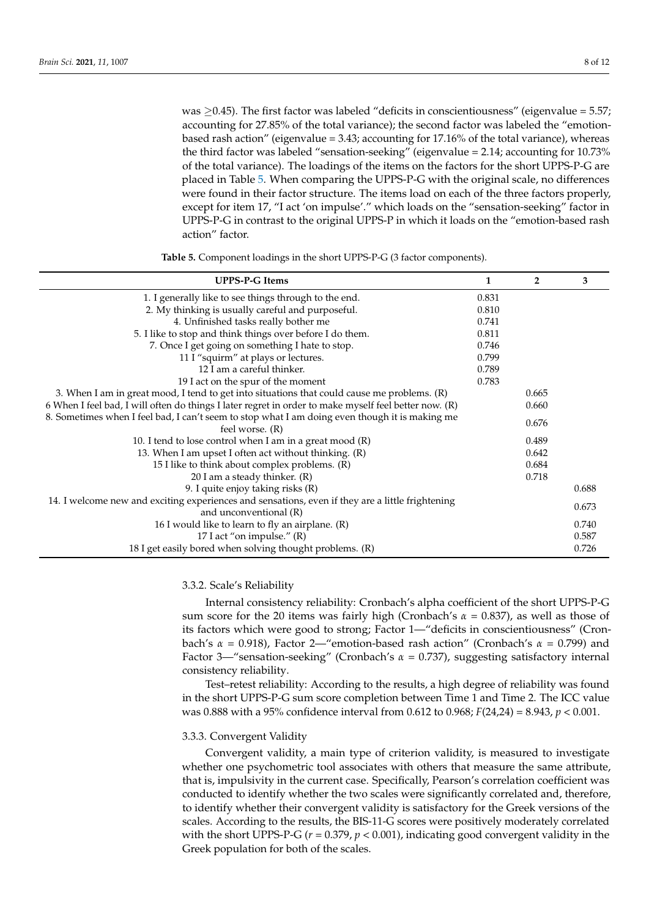was ≥0.45). The first factor was labeled "deficits in conscientiousness" (eigenvalue = 5.57; accounting for 27.85% of the total variance); the second factor was labeled the "emotion-based rash action" (eigenvalue = 3.43; accounting for 17.16% of the total variance), whereas the third factor was labeled "sensation-seeking" (eigenvalue = 2.14; accounting for 10.73% of the total variance). The loadings of the items on the factors for the short UPPS-P-G are placed in Table 5. When comparing the UPPS-P-G with the original scale, no differences were found in their factor structure. The items load on each of the three factors properly, except for item 17, "I act 'on impulse'." which loads on the "sensation-seeking" factor in UPPS-P-G in contrast to the original UPPS-P in which it loads on the "emotion-based rash action" factor.

**Table 5.** Component loadings in the short UPPS-P-G (3 factor components).

| UPPS-P-G Items | 1 | 2 | 3 |
|---|---|---|---|
| 1. I generally like to see things through to the end. | 0.831 | | |
| 2. My thinking is usually careful and purposeful. | 0.810 | | |
| 4. Unfinished tasks really bother me | 0.741 | | |
| 5. I like to stop and think things over before I do them. | 0.811 | | |
| 7. Once I get going on something I hate to stop. | 0.746 | | |
| 11 I "squirm" at plays or lectures. | 0.799 | | |
| 12 I am a careful thinker. | 0.789 | | |
| 19 I act on the spur of the moment | 0.783 | | |
| 3. When I am in great mood, I tend to get into situations that could cause me problems. (R) | | 0.665 | |
| 6 When I feel bad, I will often do things I later regret in order to make myself feel better now. (R) | | 0.660 | |
| 8. Sometimes when I feel bad, I can't seem to stop what I am doing even though it is making me feel worse. (R) | | 0.676 | |
| 10. I tend to lose control when I am in a great mood (R) | | 0.489 | |
| 13. When I am upset I often act without thinking. (R) | | 0.642 | |
| 15 I like to think about complex problems. (R) | | 0.684 | |
| 20 I am a steady thinker. (R) | | 0.718 | |
| 9. I quite enjoy taking risks (R) | | | 0.688 |
| 14. I welcome new and exciting experiences and sensations, even if they are a little frightening and unconventional (R) | | | 0.673 |
| 16 I would like to learn to fly an airplane. (R) | | | 0.740 |
| 17 I act "on impulse." (R) | | | 0.587 |
| 18 I get easily bored when solving thought problems. (R) | | | 0.726 |

#### 3.3.2. Scale's Reliability

Internal consistency reliability: Cronbach's alpha coefficient of the short UPPS-P-G sum score for the 20 items was fairly high (Cronbach's $\alpha$ = 0.837), as well as those of its factors which were good to strong; Factor 1—"deficits in conscientiousness" (Cronbach's $\alpha$ = 0.918), Factor 2—"emotion-based rash action" (Cronbach's $\alpha$ = 0.799) and Factor 3—"sensation-seeking" (Cronbach's $\alpha$ = 0.737), suggesting satisfactory internal consistency reliability.

Test–retest reliability: According to the results, a high degree of reliability was found in the short UPPS-P-G sum score completion between Time 1 and Time 2. The ICC value was 0.888 with a 95% confidence interval from 0.612 to 0.968; $F(24,24) = 8.943$, $p < 0.001$.

#### 3.3.3. Convergent Validity

Convergent validity, a main type of criterion validity, is measured to investigate whether one psychometric tool associates with others that measure the same attribute, that is, impulsivity in the current case. Specifically, Pearson's correlation coefficient was conducted to identify whether the two scales were significantly correlated and, therefore, to identify whether their convergent validity is satisfactory for the Greek versions of the scales. According to the results, the BIS-11-G scores were positively moderately correlated with the short UPPS-P-G ($r = 0.379$, $p < 0.001$), indicating good convergent validity in the Greek population for both of the scales.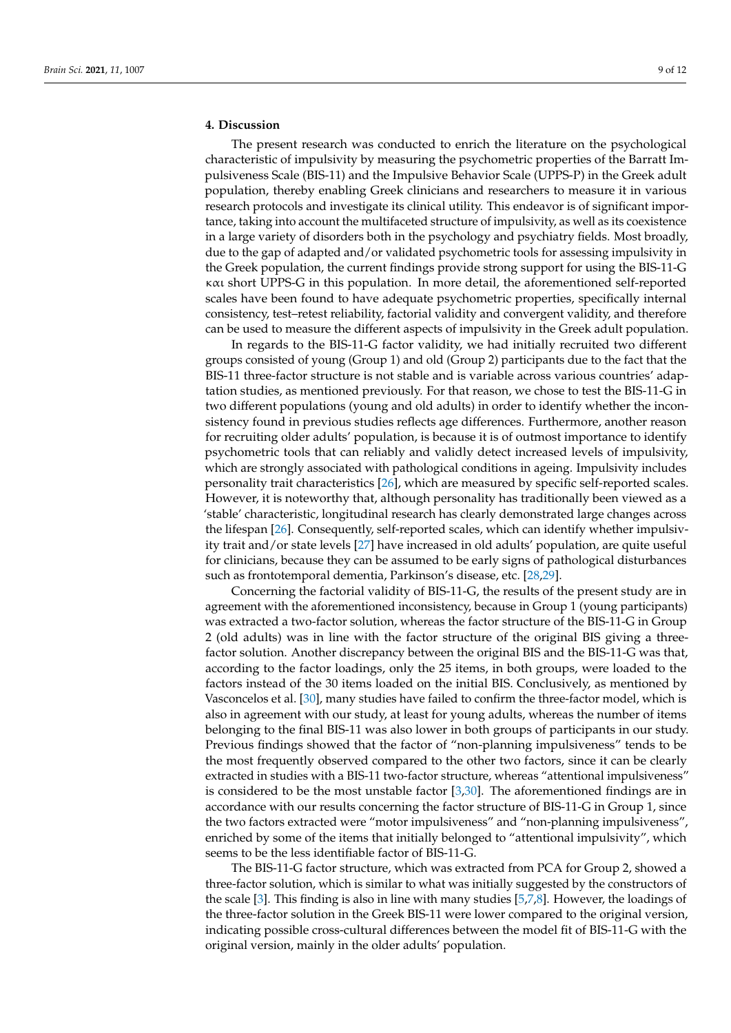## 4. Discussion

The present research was conducted to enrich the literature on the psychological characteristic of impulsivity by measuring the psychometric properties of the Barratt Impulsiveness Scale (BIS-11) and the Impulsive Behavior Scale (UPPS-P) in the Greek adult population, thereby enabling Greek clinicians and researchers to measure it in various research protocols and investigate its clinical utility. This endeavor is of significant importance, taking into account the multifaceted structure of impulsivity, as well as its coexistence in a large variety of disorders both in the psychology and psychiatry fields. Most broadly, due to the gap of adapted and/or validated psychometric tools for assessing impulsivity in the Greek population, the current findings provide strong support for using the BIS-11-G και short UPPS-G in this population. In more detail, the aforementioned self-reported scales have been found to have adequate psychometric properties, specifically internal consistency, test–retest reliability, factorial validity and convergent validity, and therefore can be used to measure the different aspects of impulsivity in the Greek adult population.

In regards to the BIS-11-G factor validity, we had initially recruited two different groups consisted of young (Group 1) and old (Group 2) participants due to the fact that the BIS-11 three-factor structure is not stable and is variable across various countries' adaptation studies, as mentioned previously. For that reason, we chose to test the BIS-11-G in two different populations (young and old adults) in order to identify whether the inconsistency found in previous studies reflects age differences. Furthermore, another reason for recruiting older adults' population, is because it is of outmost importance to identify psychometric tools that can reliably and validly detect increased levels of impulsivity, which are strongly associated with pathological conditions in ageing. Impulsivity includes personality trait characteristics [26], which are measured by specific self-reported scales. However, it is noteworthy that, although personality has traditionally been viewed as a 'stable' characteristic, longitudinal research has clearly demonstrated large changes across the lifespan [26]. Consequently, self-reported scales, which can identify whether impulsivity trait and/or state levels [27] have increased in old adults' population, are quite useful for clinicians, because they can be assumed to be early signs of pathological disturbances such as frontotemporal dementia, Parkinson's disease, etc. [28,29].

Concerning the factorial validity of BIS-11-G, the results of the present study are in agreement with the aforementioned inconsistency, because in Group 1 (young participants) was extracted a two-factor solution, whereas the factor structure of the BIS-11-G in Group 2 (old adults) was in line with the factor structure of the original BIS giving a three-factor solution. Another discrepancy between the original BIS and the BIS-11-G was that, according to the factor loadings, only the 25 items, in both groups, were loaded to the factors instead of the 30 items loaded on the initial BIS. Conclusively, as mentioned by Vasconcelos et al. [30], many studies have failed to confirm the three-factor model, which is also in agreement with our study, at least for young adults, whereas the number of items belonging to the final BIS-11 was also lower in both groups of participants in our study. Previous findings showed that the factor of "non-planning impulsiveness" tends to be the most frequently observed compared to the other two factors, since it can be clearly extracted in studies with a BIS-11 two-factor structure, whereas "attentional impulsiveness" is considered to be the most unstable factor [3,30]. The aforementioned findings are in accordance with our results concerning the factor structure of BIS-11-G in Group 1, since the two factors extracted were "motor impulsiveness" and "non-planning impulsiveness", enriched by some of the items that initially belonged to "attentional impulsivity", which seems to be the less identifiable factor of BIS-11-G.

The BIS-11-G factor structure, which was extracted from PCA for Group 2, showed a three-factor solution, which is similar to what was initially suggested by the constructors of the scale [3]. This finding is also in line with many studies [5,7,8]. However, the loadings of the three-factor solution in the Greek BIS-11 were lower compared to the original version, indicating possible cross-cultural differences between the model fit of BIS-11-G with the original version, mainly in the older adults' population.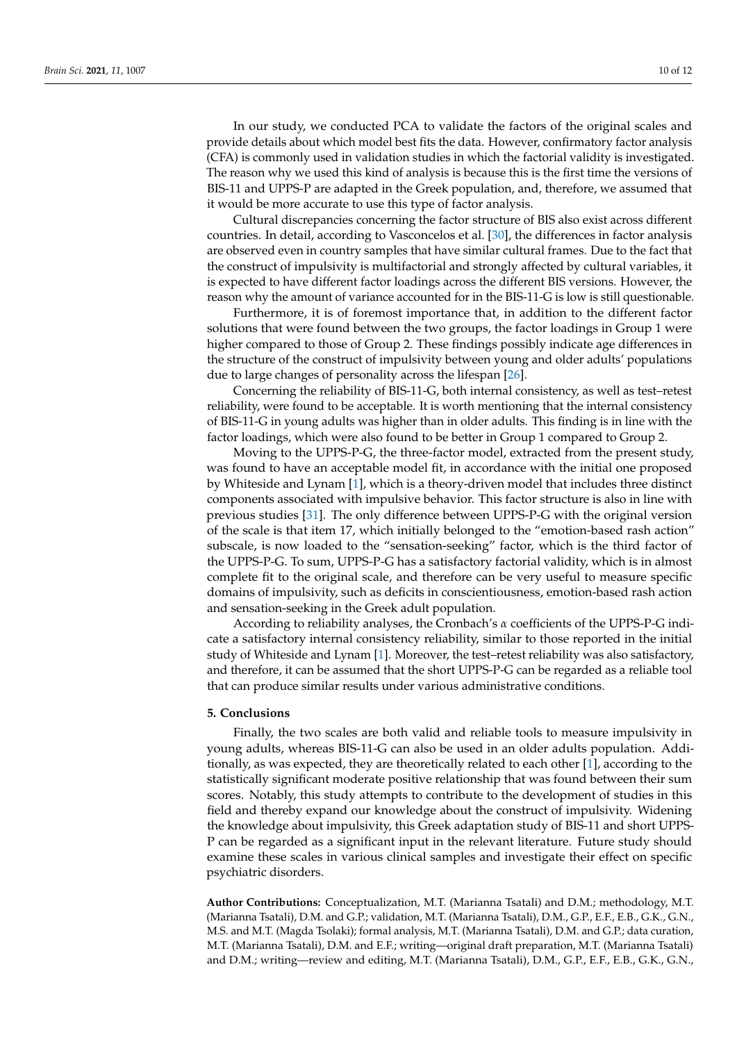In our study, we conducted PCA to validate the factors of the original scales and provide details about which model best fits the data. However, confirmatory factor analysis (CFA) is commonly used in validation studies in which the factorial validity is investigated. The reason why we used this kind of analysis is because this is the first time the versions of BIS-11 and UPPS-P are adapted in the Greek population, and, therefore, we assumed that it would be more accurate to use this type of factor analysis.

Cultural discrepancies concerning the factor structure of BIS also exist across different countries. In detail, according to Vasconcelos et al. [30], the differences in factor analysis are observed even in country samples that have similar cultural frames. Due to the fact that the construct of impulsivity is multifactorial and strongly affected by cultural variables, it is expected to have different factor loadings across the different BIS versions. However, the reason why the amount of variance accounted for in the BIS-11-G is low is still questionable.

Furthermore, it is of foremost importance that, in addition to the different factor solutions that were found between the two groups, the factor loadings in Group 1 were higher compared to those of Group 2. These findings possibly indicate age differences in the structure of the construct of impulsivity between young and older adults' populations due to large changes of personality across the lifespan [26].

Concerning the reliability of BIS-11-G, both internal consistency, as well as test–retest reliability, were found to be acceptable. It is worth mentioning that the internal consistency of BIS-11-G in young adults was higher than in older adults. This finding is in line with the factor loadings, which were also found to be better in Group 1 compared to Group 2.

Moving to the UPPS-P-G, the three-factor model, extracted from the present study, was found to have an acceptable model fit, in accordance with the initial one proposed by Whiteside and Lynam [1], which is a theory-driven model that includes three distinct components associated with impulsive behavior. This factor structure is also in line with previous studies [31]. The only difference between UPPS-P-G with the original version of the scale is that item 17, which initially belonged to the "emotion-based rash action" subscale, is now loaded to the "sensation-seeking" factor, which is the third factor of the UPPS-P-G. To sum, UPPS-P-G has a satisfactory factorial validity, which is in almost complete fit to the original scale, and therefore can be very useful to measure specific domains of impulsivity, such as deficits in conscientiousness, emotion-based rash action and sensation-seeking in the Greek adult population.

According to reliability analyses, the Cronbach's $\alpha$ coefficients of the UPPS-P-G indicate a satisfactory internal consistency reliability, similar to those reported in the initial study of Whiteside and Lynam [1]. Moreover, the test–retest reliability was also satisfactory, and therefore, it can be assumed that the short UPPS-P-G can be regarded as a reliable tool that can produce similar results under various administrative conditions.

## 5. Conclusions

Finally, the two scales are both valid and reliable tools to measure impulsivity in young adults, whereas BIS-11-G can also be used in an older adults population. Additionally, as was expected, they are theoretically related to each other [1], according to the statistically significant moderate positive relationship that was found between their sum scores. Notably, this study attempts to contribute to the development of studies in this field and thereby expand our knowledge about the construct of impulsivity. Widening the knowledge about impulsivity, this Greek adaptation study of BIS-11 and short UPPS-P can be regarded as a significant input in the relevant literature. Future study should examine these scales in various clinical samples and investigate their effect on specific psychiatric disorders.

**Author Contributions:** Conceptualization, M.T. (Marianna Tsatali) and D.M.; methodology, M.T. (Marianna Tsatali), D.M. and G.P.; validation, M.T. (Marianna Tsatali), D.M., G.P., E.F., E.B., G.K., G.N., M.S. and M.T. (Magda Tsolaki); formal analysis, M.T. (Marianna Tsatali), D.M. and G.P.; data curation, M.T. (Marianna Tsatali), D.M. and E.F.; writing—original draft preparation, M.T. (Marianna Tsatali) and D.M.; writing—review and editing, M.T. (Marianna Tsatali), D.M., G.P., E.F., E.B., G.K., G.N.,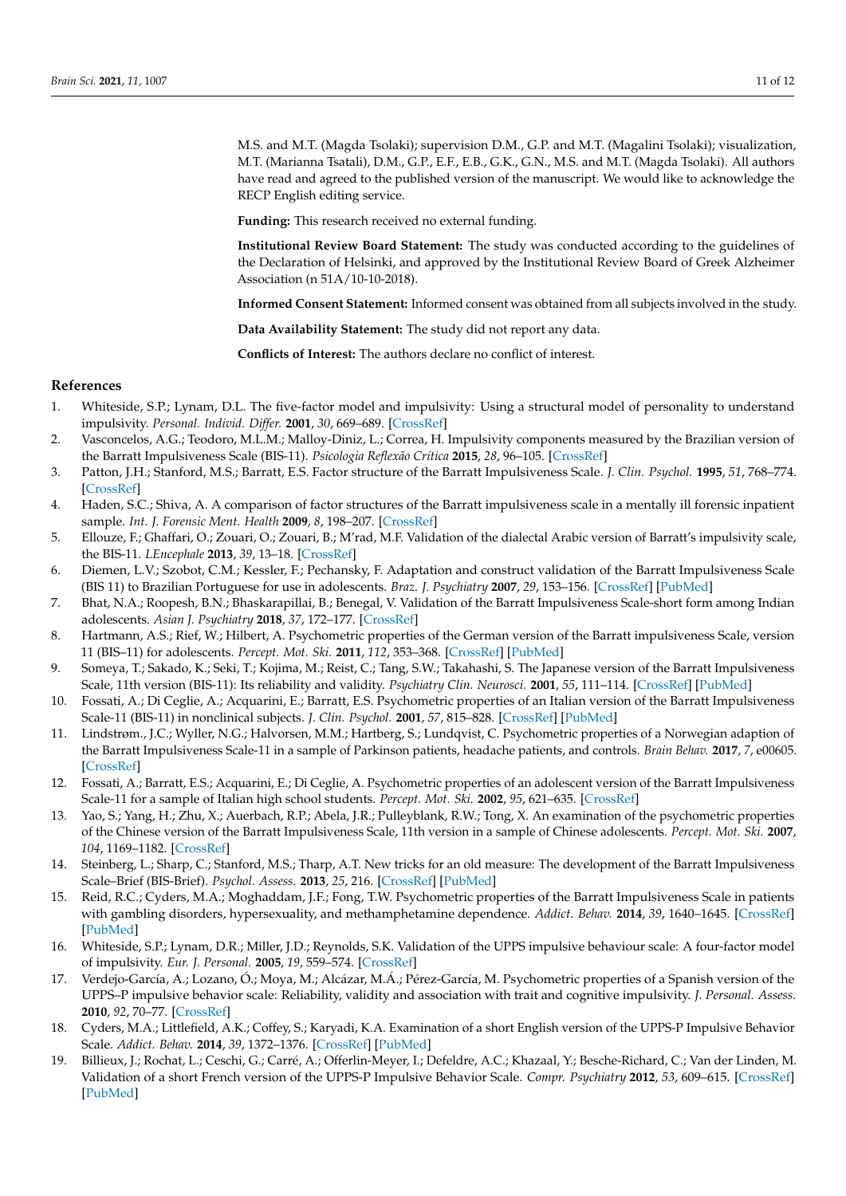M.S. and M.T. (Magda Tsolaki); supervision D.M., G.P. and M.T. (Magalini Tsolaki); visualization, M.T. (Marianna Tsatali), D.M., G.P., E.F., E.B., G.K., G.N., M.S. and M.T. (Magda Tsolaki). All authors have read and agreed to the published version of the manuscript. We would like to acknowledge the RECP English editing service.

**Funding:** This research received no external funding.

**Institutional Review Board Statement:** The study was conducted according to the guidelines of the Declaration of Helsinki, and approved by the Institutional Review Board of Greek Alzheimer Association (n 51A/10-10-2018).

**Informed Consent Statement:** Informed consent was obtained from all subjects involved in the study.

**Data Availability Statement:** The study did not report any data.

**Conflicts of Interest:** The authors declare no conflict of interest.

## References

1. Whiteside, S.P.; Lynam, D.L. The five-factor model and impulsivity: Using a structural model of personality to understand impulsivity. *Personal. Individ. Differ.* **2001**, *30*, 669–689. [CrossRef]
2. Vasconcelos, A.G.; Teodoro, M.L.M.; Malloy-Diniz, L.; Correa, H. Impulsivity components measured by the Brazilian version of the Barratt Impulsiveness Scale (BIS-11). *Psicologia Reflexão Crítica* **2015**, *28*, 96–105. [CrossRef]
3. Patton, J.H.; Stanford, M.S.; Barratt, E.S. Factor structure of the Barratt Impulsiveness Scale. *J. Clin. Psychol.* **1995**, *51*, 768–774. [CrossRef]
4. Haden, S.C.; Shiva, A. A comparison of factor structures of the Barratt impulsiveness scale in a mentally ill forensic inpatient sample. *Int. J. Forensic Ment. Health* **2009**, *8*, 198–207. [CrossRef]
5. Ellouze, F.; Ghaffari, O.; Zouari, O.; Zouari, B.; M'rad, M.F. Validation of the dialectal Arabic version of Barratt's impulsivity scale, the BIS-11. *LEncephale* **2013**, *39*, 13–18. [CrossRef]
6. Diemen, L.V.; Szobot, C.M.; Kessler, F.; Pechansky, F. Adaptation and construct validation of the Barratt Impulsiveness Scale (BIS 11) to Brazilian Portuguese for use in adolescents. *Braz. J. Psychiatry* **2007**, *29*, 153–156. [CrossRef] [PubMed]
7. Bhat, N.A.; Roopesh, B.N.; Bhaskarapillai, B.; Benegal, V. Validation of the Barratt Impulsiveness Scale-short form among Indian adolescents. *Asian J. Psychiatry* **2018**, *37*, 172–177. [CrossRef]
8. Hartmann, A.S.; Rief, W.; Hilbert, A. Psychometric properties of the German version of the Barratt impulsiveness Scale, version 11 (BIS–11) for adolescents. *Percept. Mot. Ski.* **2011**, *112*, 353–368. [CrossRef] [PubMed]
9. Someya, T.; Sakado, K.; Seki, T.; Kojima, M.; Reist, C.; Tang, S.W.; Takahashi, S. The Japanese version of the Barratt Impulsiveness Scale, 11th version (BIS-11): Its reliability and validity. *Psychiatry Clin. Neurosci.* **2001**, *55*, 111–114. [CrossRef] [PubMed]
10. Fossati, A.; Di Ceglie, A.; Acquarini, E.; Barratt, E.S. Psychometric properties of an Italian version of the Barratt Impulsiveness Scale-11 (BIS-11) in nonclinical subjects. *J. Clin. Psychol.* **2001**, *57*, 815–828. [CrossRef] [PubMed]
11. Lindstrøm., J.C.; Wyller, N.G.; Halvorsen, M.M.; Hartberg, S.; Lundqvist, C. Psychometric properties of a Norwegian adaption of the Barratt Impulsiveness Scale-11 in a sample of Parkinson patients, headache patients, and controls. *Brain Behav.* **2017**, *7*, e00605. [CrossRef]
12. Fossati, A.; Barratt, E.S.; Acquarini, E.; Di Ceglie, A. Psychometric properties of an adolescent version of the Barratt Impulsiveness Scale-11 for a sample of Italian high school students. *Percept. Mot. Ski.* **2002**, *95*, 621–635. [CrossRef]
13. Yao, S.; Yang, H.; Zhu, X.; Auerbach, R.P.; Abela, J.R.; Pulleyblank, R.W.; Tong, X. An examination of the psychometric properties of the Chinese version of the Barratt Impulsiveness Scale, 11th version in a sample of Chinese adolescents. *Percept. Mot. Ski.* **2007**, *104*, 1169–1182. [CrossRef]
14. Steinberg, L.; Sharp, C.; Stanford, M.S.; Tharp, A.T. New tricks for an old measure: The development of the Barratt Impulsiveness Scale–Brief (BIS-Brief). *Psychol. Assess.* **2013**, *25*, 216. [CrossRef] [PubMed]
15. Reid, R.C.; Cyders, M.A.; Moghaddam, J.F.; Fong, T.W. Psychometric properties of the Barratt Impulsiveness Scale in patients with gambling disorders, hypersexuality, and methamphetamine dependence. *Addict. Behav.* **2014**, *39*, 1640–1645. [CrossRef] [PubMed]
16. Whiteside, S.P.; Lynam, D.R.; Miller, J.D.; Reynolds, S.K. Validation of the UPPS impulsive behaviour scale: A four-factor model of impulsivity. *Eur. J. Personal.* **2005**, *19*, 559–574. [CrossRef]
17. Verdejo-García, A.; Lozano, Ó.; Moya, M.; Alcázar, M.Á.; Pérez-García, M. Psychometric properties of a Spanish version of the UPPS–P impulsive behavior scale: Reliability, validity and association with trait and cognitive impulsivity. *J. Personal. Assess.* **2010**, *92*, 70–77. [CrossRef]
18. Cyders, M.A.; Littlefield, A.K.; Coffey, S.; Karyadi, K.A. Examination of a short English version of the UPPS-P Impulsive Behavior Scale. *Addict. Behav.* **2014**, *39*, 1372–1376. [CrossRef] [PubMed]
19. Billieux, J.; Rochat, L.; Ceschi, G.; Carré, A.; Offerlin-Meyer, I.; Defeldre, A.C.; Khazaal, Y.; Besche-Richard, C.; Van der Linden, M. Validation of a short French version of the UPPS-P Impulsive Behavior Scale. *Compr. Psychiatry* **2012**, *53*, 609–615. [CrossRef] [PubMed]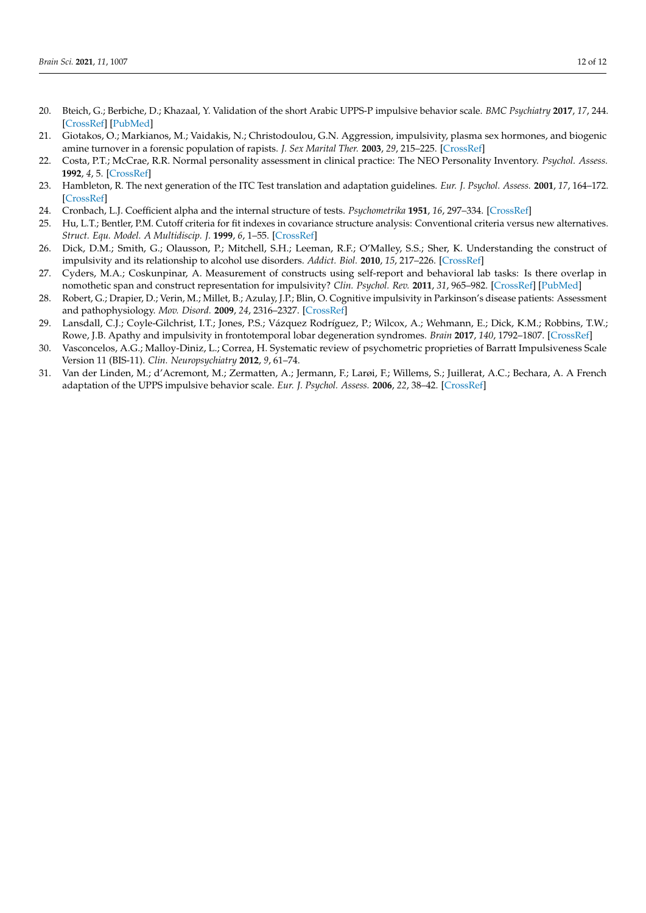20. Bteich, G.; Berbiche, D.; Khazaal, Y. Validation of the short Arabic UPPS-P impulsive behavior scale. *BMC Psychiatry* **2017**, *17*, 244. [CrossRef] [PubMed]
21. Giotakos, O.; Markianos, M.; Vaidakis, N.; Christodoulou, G.N. Aggression, impulsivity, plasma sex hormones, and biogenic amine turnover in a forensic population of rapists. *J. Sex Marital Ther.* **2003**, *29*, 215–225. [CrossRef]
22. Costa, P.T.; McCrae, R.R. Normal personality assessment in clinical practice: The NEO Personality Inventory. *Psychol. Assess.* **1992**, *4*, 5. [CrossRef]
23. Hambleton, R. The next generation of the ITC Test translation and adaptation guidelines. *Eur. J. Psychol. Assess.* **2001**, *17*, 164–172. [CrossRef]
24. Cronbach, L.J. Coefficient alpha and the internal structure of tests. *Psychometrika* **1951**, *16*, 297–334. [CrossRef]
25. Hu, L.T.; Bentler, P.M. Cutoff criteria for fit indexes in covariance structure analysis: Conventional criteria versus new alternatives. *Struct. Equ. Model. A Multidiscip. J.* **1999**, *6*, 1–55. [CrossRef]
26. Dick, D.M.; Smith, G.; Olausson, P.; Mitchell, S.H.; Leeman, R.F.; O'Malley, S.S.; Sher, K. Understanding the construct of impulsivity and its relationship to alcohol use disorders. *Addict. Biol.* **2010**, *15*, 217–226. [CrossRef]
27. Cyders, M.A.; Coskunpinar, A. Measurement of constructs using self-report and behavioral lab tasks: Is there overlap in nomothetic span and construct representation for impulsivity? *Clin. Psychol. Rev.* **2011**, *31*, 965–982. [CrossRef] [PubMed]
28. Robert, G.; Drapier, D.; Verin, M.; Millet, B.; Azulay, J.P.; Blin, O. Cognitive impulsivity in Parkinson's disease patients: Assessment and pathophysiology. *Mov. Disord.* **2009**, *24*, 2316–2327. [CrossRef]
29. Lansdall, C.J.; Coyle-Gilchrist, I.T.; Jones, P.S.; Vázquez Rodríguez, P.; Wilcox, A.; Wehmann, E.; Dick, K.M.; Robbins, T.W.; Rowe, J.B. Apathy and impulsivity in frontotemporal lobar degeneration syndromes. *Brain* **2017**, *140*, 1792–1807. [CrossRef]
30. Vasconcelos, A.G.; Malloy-Diniz, L.; Correa, H. Systematic review of psychometric proprieties of Barratt Impulsiveness Scale Version 11 (BIS-11). *Clin. Neuropsychiatry* **2012**, *9*, 61–74.
31. Van der Linden, M.; d'Acremont, M.; Zermatten, A.; Jermann, F.; Larøi, F.; Willems, S.; Juillerat, A.C.; Bechara, A. A French adaptation of the UPPS impulsive behavior scale. *Eur. J. Psychol. Assess.* **2006**, *22*, 38–42. [CrossRef]